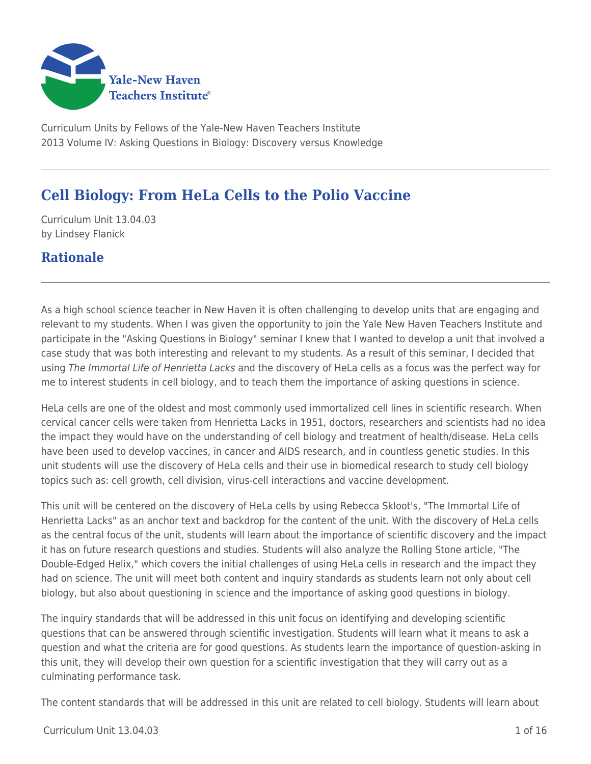Curriculum Units by Fellows of the Yale-New Haven Teachers Institute
2013 Volume IV: Asking Questions in Biology: Discovery versus Knowledge

# Cell Biology: From HeLa Cells to the Polio Vaccine

Curriculum Unit 13.04.03
by Lindsey Flanick

## Rationale

As a high school science teacher in New Haven it is often challenging to develop units that are engaging and relevant to my students. When I was given the opportunity to join the Yale New Haven Teachers Institute and participate in the "Asking Questions in Biology" seminar I knew that I wanted to develop a unit that involved a case study that was both interesting and relevant to my students. As a result of this seminar, I decided that using *The Immortal Life of Henrietta Lacks* and the discovery of HeLa cells as a focus was the perfect way for me to interest students in cell biology, and to teach them the importance of asking questions in science.

HeLa cells are one of the oldest and most commonly used immortalized cell lines in scientific research. When cervical cancer cells were taken from Henrietta Lacks in 1951, doctors, researchers and scientists had no idea the impact they would have on the understanding of cell biology and treatment of health/disease. HeLa cells have been used to develop vaccines, in cancer and AIDS research, and in countless genetic studies. In this unit students will use the discovery of HeLa cells and their use in biomedical research to study cell biology topics such as: cell growth, cell division, virus-cell interactions and vaccine development.

This unit will be centered on the discovery of HeLa cells by using Rebecca Skloot's, "The Immortal Life of Henrietta Lacks" as an anchor text and backdrop for the content of the unit. With the discovery of HeLa cells as the central focus of the unit, students will learn about the importance of scientific discovery and the impact it has on future research questions and studies. Students will also analyze the Rolling Stone article, "The Double-Edged Helix," which covers the initial challenges of using HeLa cells in research and the impact they had on science. The unit will meet both content and inquiry standards as students learn not only about cell biology, but also about questioning in science and the importance of asking good questions in biology.

The inquiry standards that will be addressed in this unit focus on identifying and developing scientific questions that can be answered through scientific investigation. Students will learn what it means to ask a question and what the criteria are for good questions. As students learn the importance of question-asking in this unit, they will develop their own question for a scientific investigation that they will carry out as a culminating performance task.

The content standards that will be addressed in this unit are related to cell biology. Students will learn about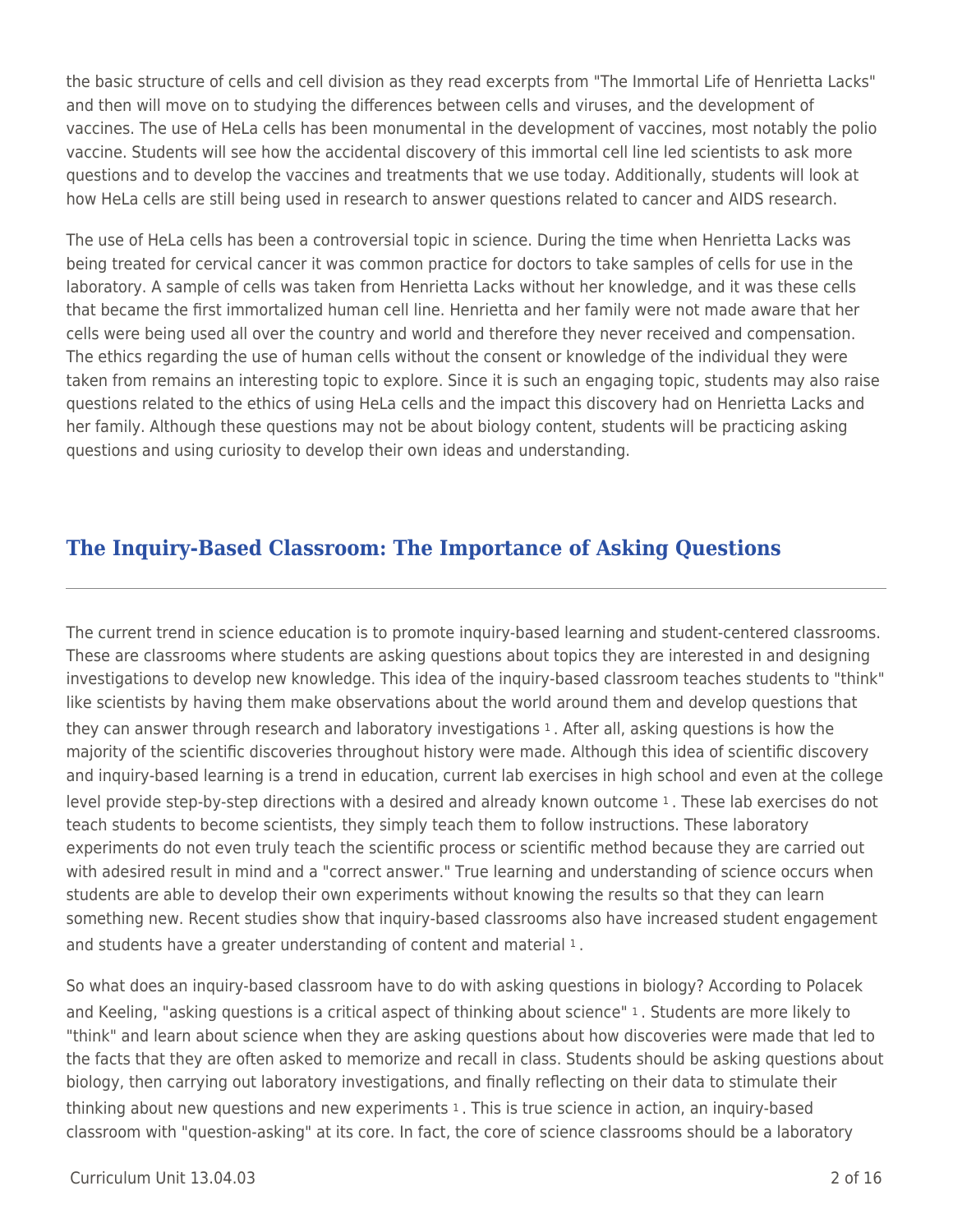the basic structure of cells and cell division as they read excerpts from "The Immortal Life of Henrietta Lacks" and then will move on to studying the differences between cells and viruses, and the development of vaccines. The use of HeLa cells has been monumental in the development of vaccines, most notably the polio vaccine. Students will see how the accidental discovery of this immortal cell line led scientists to ask more questions and to develop the vaccines and treatments that we use today. Additionally, students will look at how HeLa cells are still being used in research to answer questions related to cancer and AIDS research.

The use of HeLa cells has been a controversial topic in science. During the time when Henrietta Lacks was being treated for cervical cancer it was common practice for doctors to take samples of cells for use in the laboratory. A sample of cells was taken from Henrietta Lacks without her knowledge, and it was these cells that became the first immortalized human cell line. Henrietta and her family were not made aware that her cells were being used all over the country and world and therefore they never received and compensation. The ethics regarding the use of human cells without the consent or knowledge of the individual they were taken from remains an interesting topic to explore. Since it is such an engaging topic, students may also raise questions related to the ethics of using HeLa cells and the impact this discovery had on Henrietta Lacks and her family. Although these questions may not be about biology content, students will be practicing asking questions and using curiosity to develop their own ideas and understanding.

## The Inquiry-Based Classroom: The Importance of Asking Questions

The current trend in science education is to promote inquiry-based learning and student-centered classrooms. These are classrooms where students are asking questions about topics they are interested in and designing investigations to develop new knowledge. This idea of the inquiry-based classroom teaches students to "think" like scientists by having them make observations about the world around them and develop questions that they can answer through research and laboratory investigations [1]. After all, asking questions is how the majority of the scientific discoveries throughout history were made. Although this idea of scientific discovery and inquiry-based learning is a trend in education, current lab exercises in high school and even at the college level provide step-by-step directions with a desired and already known outcome [1]. These lab exercises do not teach students to become scientists, they simply teach them to follow instructions. These laboratory experiments do not even truly teach the scientific process or scientific method because they are carried out with adesired result in mind and a "correct answer." True learning and understanding of science occurs when students are able to develop their own experiments without knowing the results so that they can learn something new. Recent studies show that inquiry-based classrooms also have increased student engagement and students have a greater understanding of content and material [1].

So what does an inquiry-based classroom have to do with asking questions in biology? According to Polacek and Keeling, "asking questions is a critical aspect of thinking about science" [1]. Students are more likely to "think" and learn about science when they are asking questions about how discoveries were made that led to the facts that they are often asked to memorize and recall in class. Students should be asking questions about biology, then carrying out laboratory investigations, and finally reflecting on their data to stimulate their thinking about new questions and new experiments [1]. This is true science in action, an inquiry-based classroom with "question-asking" at its core. In fact, the core of science classrooms should be a laboratory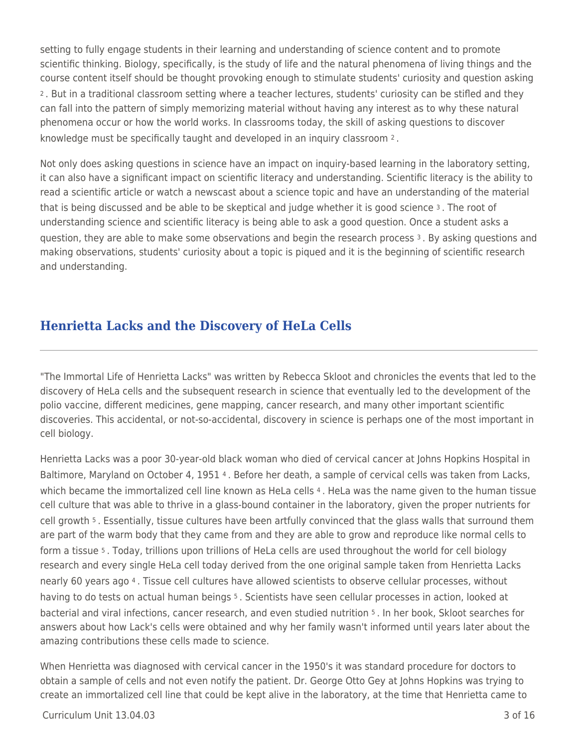setting to fully engage students in their learning and understanding of science content and to promote scientific thinking. Biology, specifically, is the study of life and the natural phenomena of living things and the course content itself should be thought provoking enough to stimulate students' curiosity and question asking [2]. But in a traditional classroom setting where a teacher lectures, students' curiosity can be stifled and they can fall into the pattern of simply memorizing material without having any interest as to why these natural phenomena occur or how the world works. In classrooms today, the skill of asking questions to discover knowledge must be specifically taught and developed in an inquiry classroom [2].

Not only does asking questions in science have an impact on inquiry-based learning in the laboratory setting, it can also have a significant impact on scientific literacy and understanding. Scientific literacy is the ability to read a scientific article or watch a newscast about a science topic and have an understanding of the material that is being discussed and be able to be skeptical and judge whether it is good science [3]. The root of understanding science and scientific literacy is being able to ask a good question. Once a student asks a question, they are able to make some observations and begin the research process [3]. By asking questions and making observations, students' curiosity about a topic is piqued and it is the beginning of scientific research and understanding.

## Henrietta Lacks and the Discovery of HeLa Cells

"The Immortal Life of Henrietta Lacks" was written by Rebecca Skloot and chronicles the events that led to the discovery of HeLa cells and the subsequent research in science that eventually led to the development of the polio vaccine, different medicines, gene mapping, cancer research, and many other important scientific discoveries. This accidental, or not-so-accidental, discovery in science is perhaps one of the most important in cell biology.

Henrietta Lacks was a poor 30-year-old black woman who died of cervical cancer at Johns Hopkins Hospital in Baltimore, Maryland on October 4, 1951 [4]. Before her death, a sample of cervical cells was taken from Lacks, which became the immortalized cell line known as HeLa cells [4]. HeLa was the name given to the human tissue cell culture that was able to thrive in a glass-bound container in the laboratory, given the proper nutrients for cell growth [5]. Essentially, tissue cultures have been artfully convinced that the glass walls that surround them are part of the warm body that they came from and they are able to grow and reproduce like normal cells to form a tissue [5]. Today, trillions upon trillions of HeLa cells are used throughout the world for cell biology research and every single HeLa cell today derived from the one original sample taken from Henrietta Lacks nearly 60 years ago [4]. Tissue cell cultures have allowed scientists to observe cellular processes, without having to do tests on actual human beings [5]. Scientists have seen cellular processes in action, looked at bacterial and viral infections, cancer research, and even studied nutrition [5]. In her book, Skloot searches for answers about how Lack's cells were obtained and why her family wasn't informed until years later about the amazing contributions these cells made to science.

When Henrietta was diagnosed with cervical cancer in the 1950's it was standard procedure for doctors to obtain a sample of cells and not even notify the patient. Dr. George Otto Gey at Johns Hopkins was trying to create an immortalized cell line that could be kept alive in the laboratory, at the time that Henrietta came to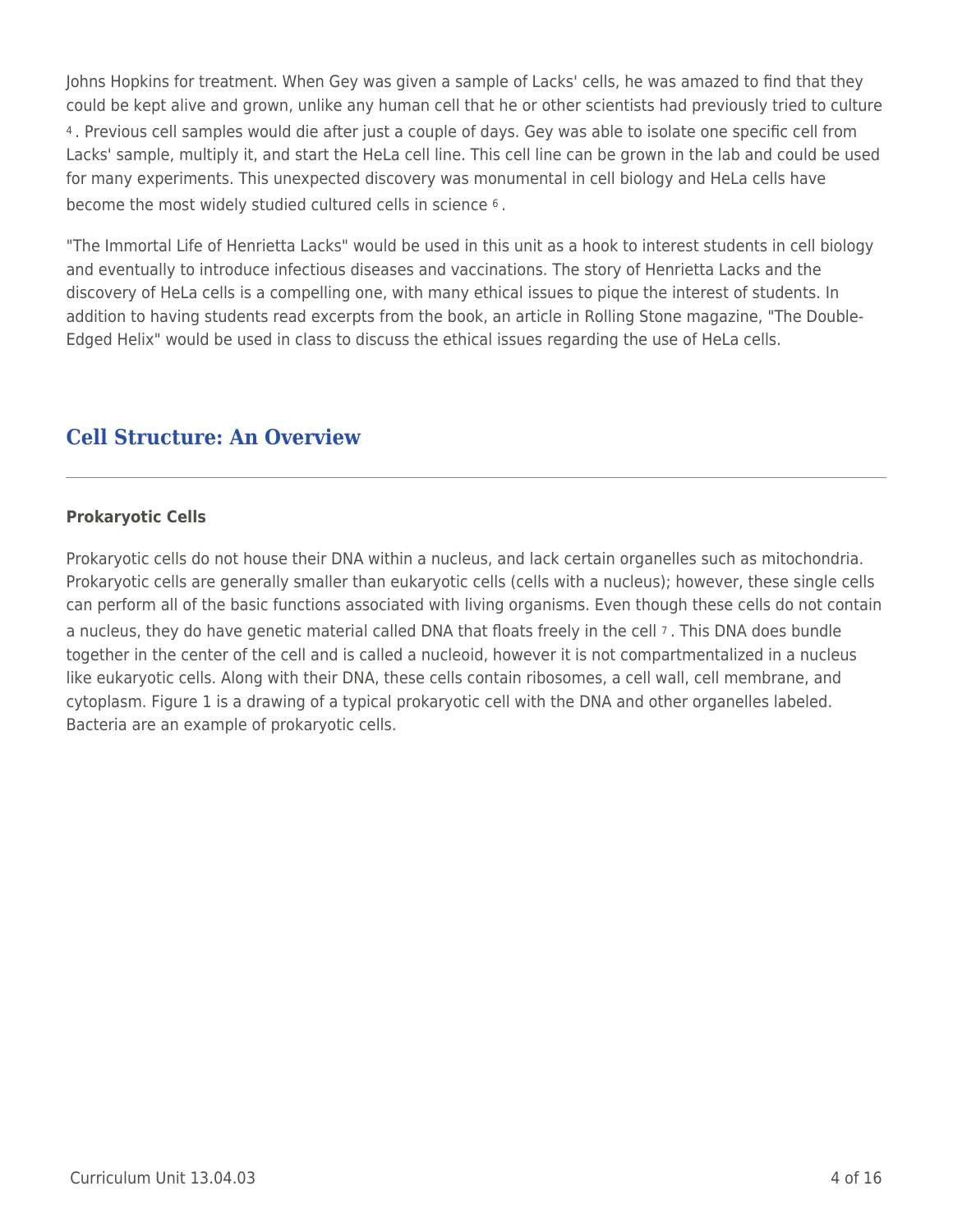Johns Hopkins for treatment. When Gey was given a sample of Lacks' cells, he was amazed to find that they could be kept alive and grown, unlike any human cell that he or other scientists had previously tried to culture [4]. Previous cell samples would die after just a couple of days. Gey was able to isolate one specific cell from Lacks' sample, multiply it, and start the HeLa cell line. This cell line can be grown in the lab and could be used for many experiments. This unexpected discovery was monumental in cell biology and HeLa cells have become the most widely studied cultured cells in science [6].

"The Immortal Life of Henrietta Lacks" would be used in this unit as a hook to interest students in cell biology and eventually to introduce infectious diseases and vaccinations. The story of Henrietta Lacks and the discovery of HeLa cells is a compelling one, with many ethical issues to pique the interest of students. In addition to having students read excerpts from the book, an article in Rolling Stone magazine, "The Double-Edged Helix" would be used in class to discuss the ethical issues regarding the use of HeLa cells.

## Cell Structure: An Overview

---

**Prokaryotic Cells**

Prokaryotic cells do not house their DNA within a nucleus, and lack certain organelles such as mitochondria. Prokaryotic cells are generally smaller than eukaryotic cells (cells with a nucleus); however, these single cells can perform all of the basic functions associated with living organisms. Even though these cells do not contain a nucleus, they do have genetic material called DNA that floats freely in the cell [7]. This DNA does bundle together in the center of the cell and is called a nucleoid, however it is not compartmentalized in a nucleus like eukaryotic cells. Along with their DNA, these cells contain ribosomes, a cell wall, cell membrane, and cytoplasm. Figure 1 is a drawing of a typical prokaryotic cell with the DNA and other organelles labeled. Bacteria are an example of prokaryotic cells.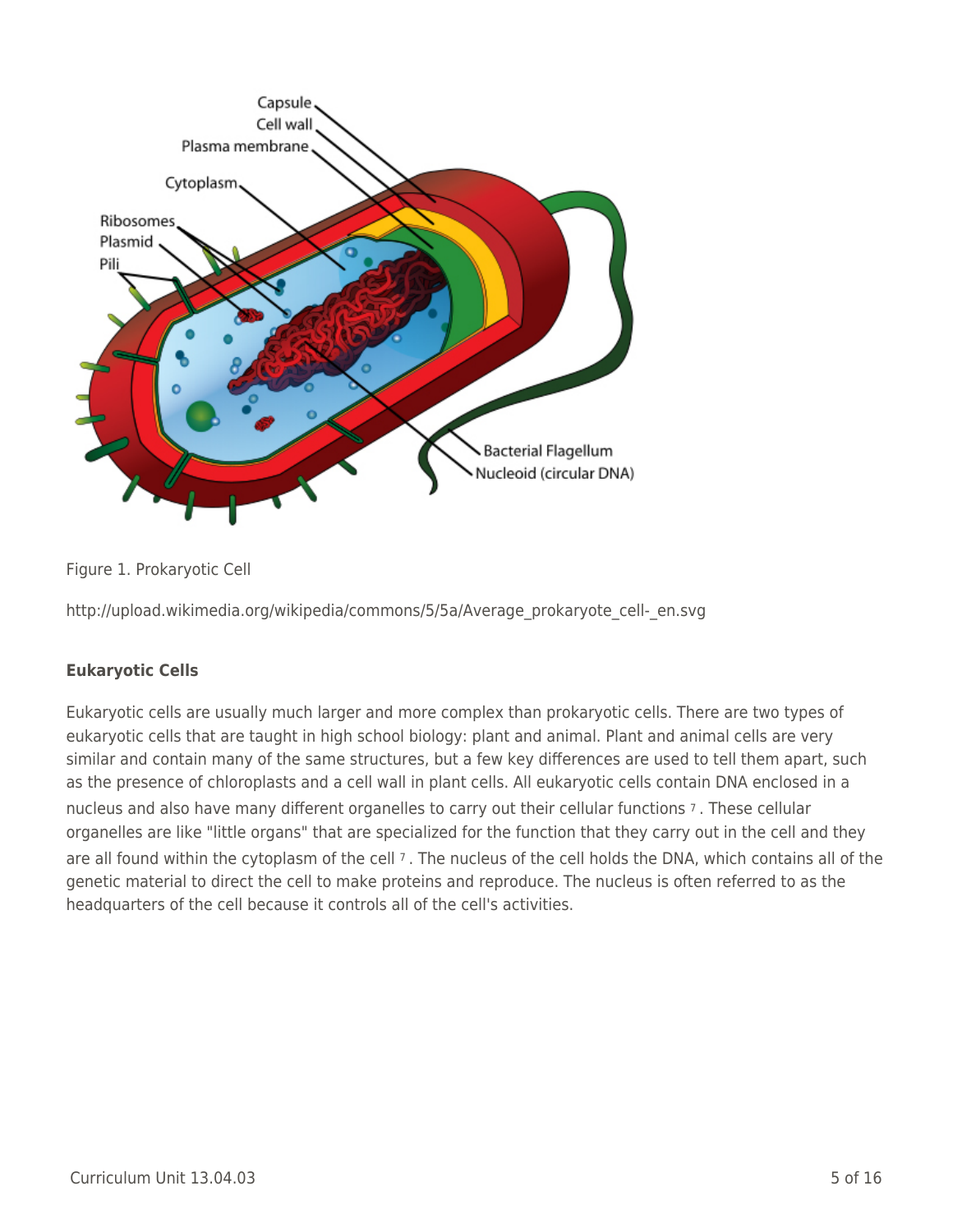Figure 1. Prokaryotic Cell

http://upload.wikimedia.org/wikipedia/commons/5/5a/Average_prokaryote_cell-_en.svg

**Eukaryotic Cells**

Eukaryotic cells are usually much larger and more complex than prokaryotic cells. There are two types of eukaryotic cells that are taught in high school biology: plant and animal. Plant and animal cells are very similar and contain many of the same structures, but a few key differences are used to tell them apart, such as the presence of chloroplasts and a cell wall in plant cells. All eukaryotic cells contain DNA enclosed in a nucleus and also have many different organelles to carry out their cellular functions [7]. These cellular organelles are like "little organs" that are specialized for the function that they carry out in the cell and they are all found within the cytoplasm of the cell [7]. The nucleus of the cell holds the DNA, which contains all of the genetic material to direct the cell to make proteins and reproduce. The nucleus is often referred to as the headquarters of the cell because it controls all of the cell's activities.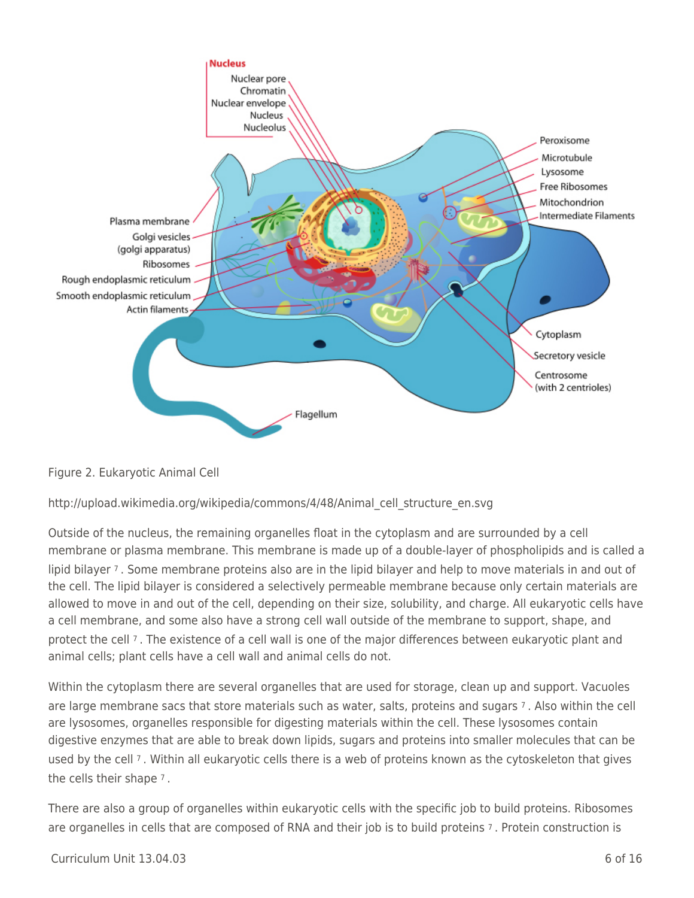Figure 2. Eukaryotic Animal Cell

http://upload.wikimedia.org/wikipedia/commons/4/48/Animal_cell_structure_en.svg

Outside of the nucleus, the remaining organelles float in the cytoplasm and are surrounded by a cell membrane or plasma membrane. This membrane is made up of a double-layer of phospholipids and is called a lipid bilayer [7]. Some membrane proteins also are in the lipid bilayer and help to move materials in and out of the cell. The lipid bilayer is considered a selectively permeable membrane because only certain materials are allowed to move in and out of the cell, depending on their size, solubility, and charge. All eukaryotic cells have a cell membrane, and some also have a strong cell wall outside of the membrane to support, shape, and protect the cell [7]. The existence of a cell wall is one of the major differences between eukaryotic plant and animal cells; plant cells have a cell wall and animal cells do not.

Within the cytoplasm there are several organelles that are used for storage, clean up and support. Vacuoles are large membrane sacs that store materials such as water, salts, proteins and sugars [7]. Also within the cell are lysosomes, organelles responsible for digesting materials within the cell. These lysosomes contain digestive enzymes that are able to break down lipids, sugars and proteins into smaller molecules that can be used by the cell [7]. Within all eukaryotic cells there is a web of proteins known as the cytoskeleton that gives the cells their shape [7].

There are also a group of organelles within eukaryotic cells with the specific job to build proteins. Ribosomes are organelles in cells that are composed of RNA and their job is to build proteins [7]. Protein construction is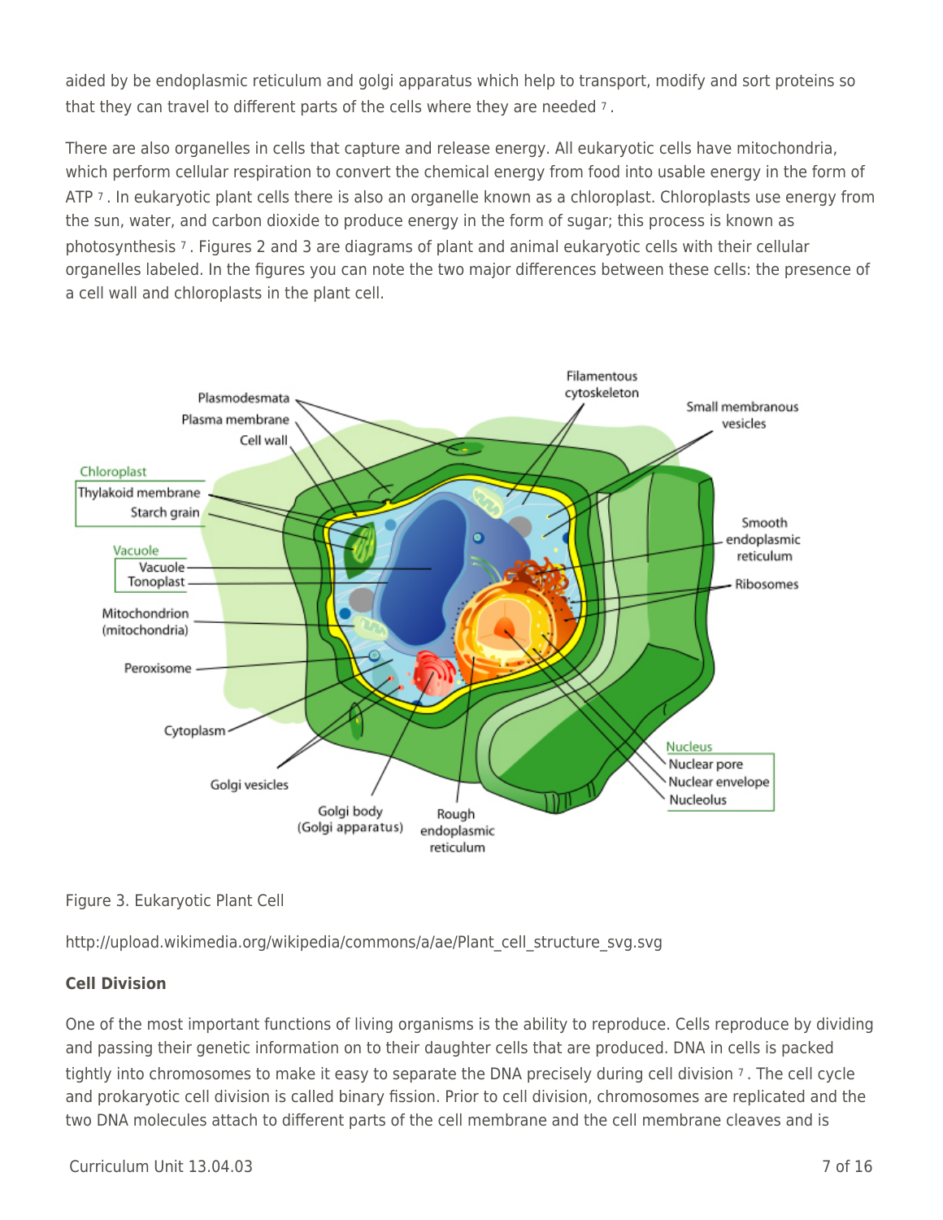aided by be endoplasmic reticulum and golgi apparatus which help to transport, modify and sort proteins so that they can travel to different parts of the cells where they are needed [7].

There are also organelles in cells that capture and release energy. All eukaryotic cells have mitochondria, which perform cellular respiration to convert the chemical energy from food into usable energy in the form of ATP [7]. In eukaryotic plant cells there is also an organelle known as a chloroplast. Chloroplasts use energy from the sun, water, and carbon dioxide to produce energy in the form of sugar; this process is known as photosynthesis [7]. Figures 2 and 3 are diagrams of plant and animal eukaryotic cells with their cellular organelles labeled. In the figures you can note the two major differences between these cells: the presence of a cell wall and chloroplasts in the plant cell.

Figure 3. Eukaryotic Plant Cell

http://upload.wikimedia.org/wikipedia/commons/a/ae/Plant_cell_structure_svg.svg

**Cell Division**

One of the most important functions of living organisms is the ability to reproduce. Cells reproduce by dividing and passing their genetic information on to their daughter cells that are produced. DNA in cells is packed tightly into chromosomes to make it easy to separate the DNA precisely during cell division [7]. The cell cycle and prokaryotic cell division is called binary fission. Prior to cell division, chromosomes are replicated and the two DNA molecules attach to different parts of the cell membrane and the cell membrane cleaves and is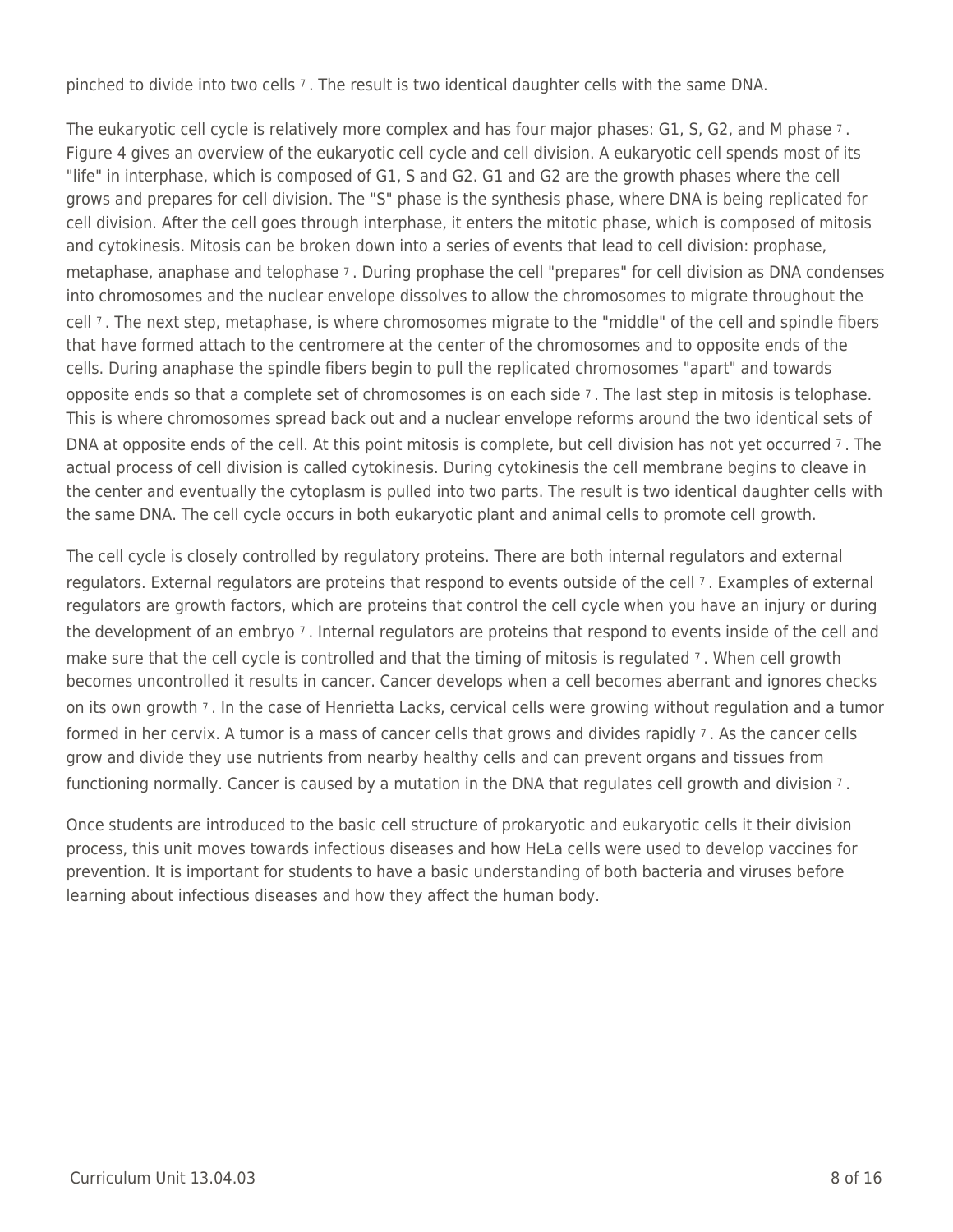pinched to divide into two cells [7]. The result is two identical daughter cells with the same DNA.

The eukaryotic cell cycle is relatively more complex and has four major phases: G1, S, G2, and M phase [7]. Figure 4 gives an overview of the eukaryotic cell cycle and cell division. A eukaryotic cell spends most of its "life" in interphase, which is composed of G1, S and G2. G1 and G2 are the growth phases where the cell grows and prepares for cell division. The "S" phase is the synthesis phase, where DNA is being replicated for cell division. After the cell goes through interphase, it enters the mitotic phase, which is composed of mitosis and cytokinesis. Mitosis can be broken down into a series of events that lead to cell division: prophase, metaphase, anaphase and telophase [7]. During prophase the cell "prepares" for cell division as DNA condenses into chromosomes and the nuclear envelope dissolves to allow the chromosomes to migrate throughout the cell [7]. The next step, metaphase, is where chromosomes migrate to the "middle" of the cell and spindle fibers that have formed attach to the centromere at the center of the chromosomes and to opposite ends of the cells. During anaphase the spindle fibers begin to pull the replicated chromosomes "apart" and towards opposite ends so that a complete set of chromosomes is on each side [7]. The last step in mitosis is telophase. This is where chromosomes spread back out and a nuclear envelope reforms around the two identical sets of DNA at opposite ends of the cell. At this point mitosis is complete, but cell division has not yet occurred [7]. The actual process of cell division is called cytokinesis. During cytokinesis the cell membrane begins to cleave in the center and eventually the cytoplasm is pulled into two parts. The result is two identical daughter cells with the same DNA. The cell cycle occurs in both eukaryotic plant and animal cells to promote cell growth.

The cell cycle is closely controlled by regulatory proteins. There are both internal regulators and external regulators. External regulators are proteins that respond to events outside of the cell [7]. Examples of external regulators are growth factors, which are proteins that control the cell cycle when you have an injury or during the development of an embryo [7]. Internal regulators are proteins that respond to events inside of the cell and make sure that the cell cycle is controlled and that the timing of mitosis is regulated [7]. When cell growth becomes uncontrolled it results in cancer. Cancer develops when a cell becomes aberrant and ignores checks on its own growth [7]. In the case of Henrietta Lacks, cervical cells were growing without regulation and a tumor formed in her cervix. A tumor is a mass of cancer cells that grows and divides rapidly [7]. As the cancer cells grow and divide they use nutrients from nearby healthy cells and can prevent organs and tissues from functioning normally. Cancer is caused by a mutation in the DNA that regulates cell growth and division [7].

Once students are introduced to the basic cell structure of prokaryotic and eukaryotic cells it their division process, this unit moves towards infectious diseases and how HeLa cells were used to develop vaccines for prevention. It is important for students to have a basic understanding of both bacteria and viruses before learning about infectious diseases and how they affect the human body.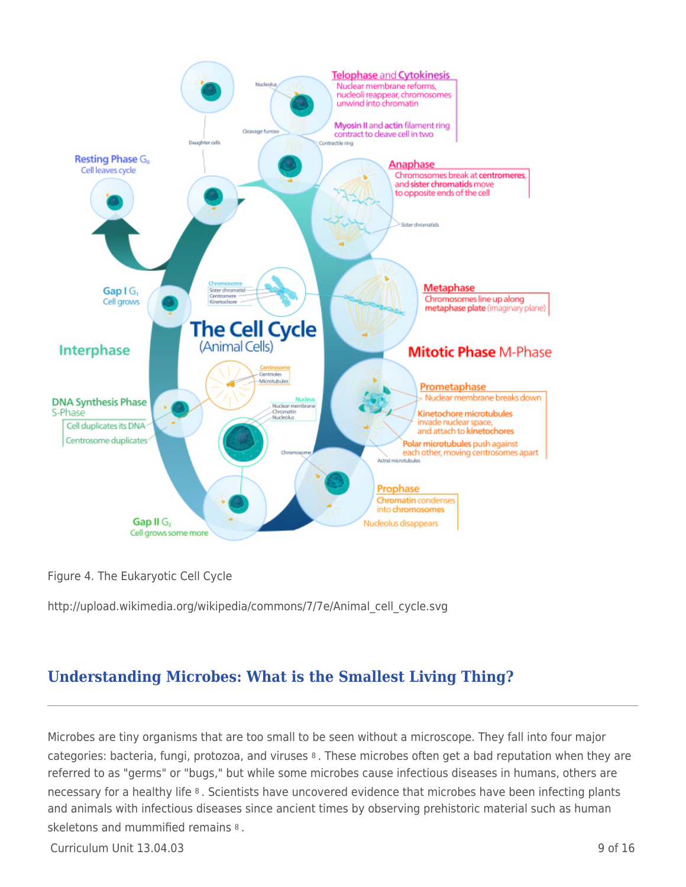Figure 4. The Eukaryotic Cell Cycle

http://upload.wikimedia.org/wikipedia/commons/7/7e/Animal_cell_cycle.svg

## Understanding Microbes: What is the Smallest Living Thing?

Microbes are tiny organisms that are too small to be seen without a microscope. They fall into four major categories: bacteria, fungi, protozoa, and viruses [8]. These microbes often get a bad reputation when they are referred to as "germs" or "bugs," but while some microbes cause infectious diseases in humans, others are necessary for a healthy life [8]. Scientists have uncovered evidence that microbes have been infecting plants and animals with infectious diseases since ancient times by observing prehistoric material such as human skeletons and mummified remains [8].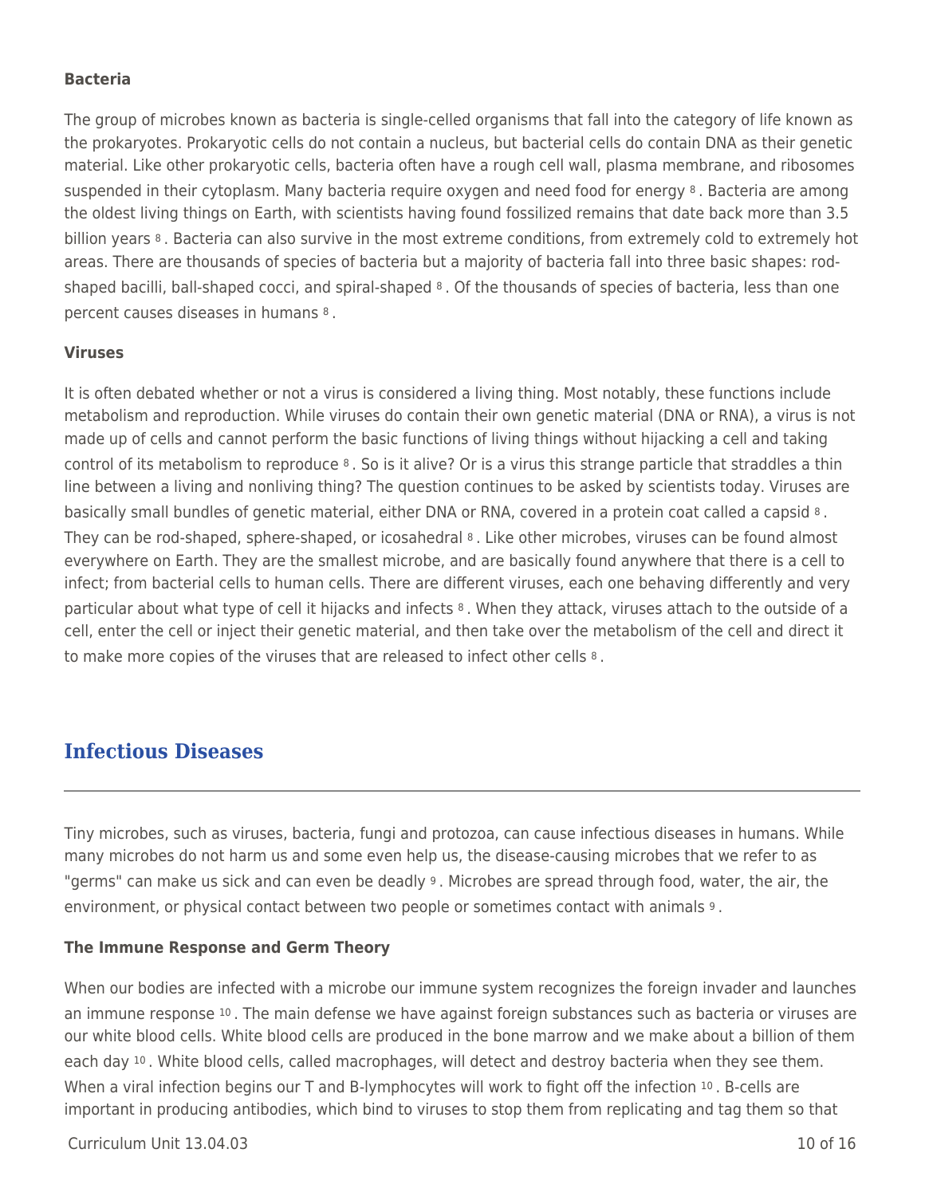**Bacteria**

The group of microbes known as bacteria is single-celled organisms that fall into the category of life known as the prokaryotes. Prokaryotic cells do not contain a nucleus, but bacterial cells do contain DNA as their genetic material. Like other prokaryotic cells, bacteria often have a rough cell wall, plasma membrane, and ribosomes suspended in their cytoplasm. Many bacteria require oxygen and need food for energy [8]. Bacteria are among the oldest living things on Earth, with scientists having found fossilized remains that date back more than 3.5 billion years [8]. Bacteria can also survive in the most extreme conditions, from extremely cold to extremely hot areas. There are thousands of species of bacteria but a majority of bacteria fall into three basic shapes: rod-shaped bacilli, ball-shaped cocci, and spiral-shaped [8]. Of the thousands of species of bacteria, less than one percent causes diseases in humans [8].

**Viruses**

It is often debated whether or not a virus is considered a living thing. Most notably, these functions include metabolism and reproduction. While viruses do contain their own genetic material (DNA or RNA), a virus is not made up of cells and cannot perform the basic functions of living things without hijacking a cell and taking control of its metabolism to reproduce [8]. So is it alive? Or is a virus this strange particle that straddles a thin line between a living and nonliving thing? The question continues to be asked by scientists today. Viruses are basically small bundles of genetic material, either DNA or RNA, covered in a protein coat called a capsid [8]. They can be rod-shaped, sphere-shaped, or icosahedral [8]. Like other microbes, viruses can be found almost everywhere on Earth. They are the smallest microbe, and are basically found anywhere that there is a cell to infect; from bacterial cells to human cells. There are different viruses, each one behaving differently and very particular about what type of cell it hijacks and infects [8]. When they attack, viruses attach to the outside of a cell, enter the cell or inject their genetic material, and then take over the metabolism of the cell and direct it to make more copies of the viruses that are released to infect other cells [8].

## Infectious Diseases

Tiny microbes, such as viruses, bacteria, fungi and protozoa, can cause infectious diseases in humans. While many microbes do not harm us and some even help us, the disease-causing microbes that we refer to as "germs" can make us sick and can even be deadly [9]. Microbes are spread through food, water, the air, the environment, or physical contact between two people or sometimes contact with animals [9].

**The Immune Response and Germ Theory**

When our bodies are infected with a microbe our immune system recognizes the foreign invader and launches an immune response [10]. The main defense we have against foreign substances such as bacteria or viruses are our white blood cells. White blood cells are produced in the bone marrow and we make about a billion of them each day [10]. White blood cells, called macrophages, will detect and destroy bacteria when they see them. When a viral infection begins our T and B-lymphocytes will work to fight off the infection [10]. B-cells are important in producing antibodies, which bind to viruses to stop them from replicating and tag them so that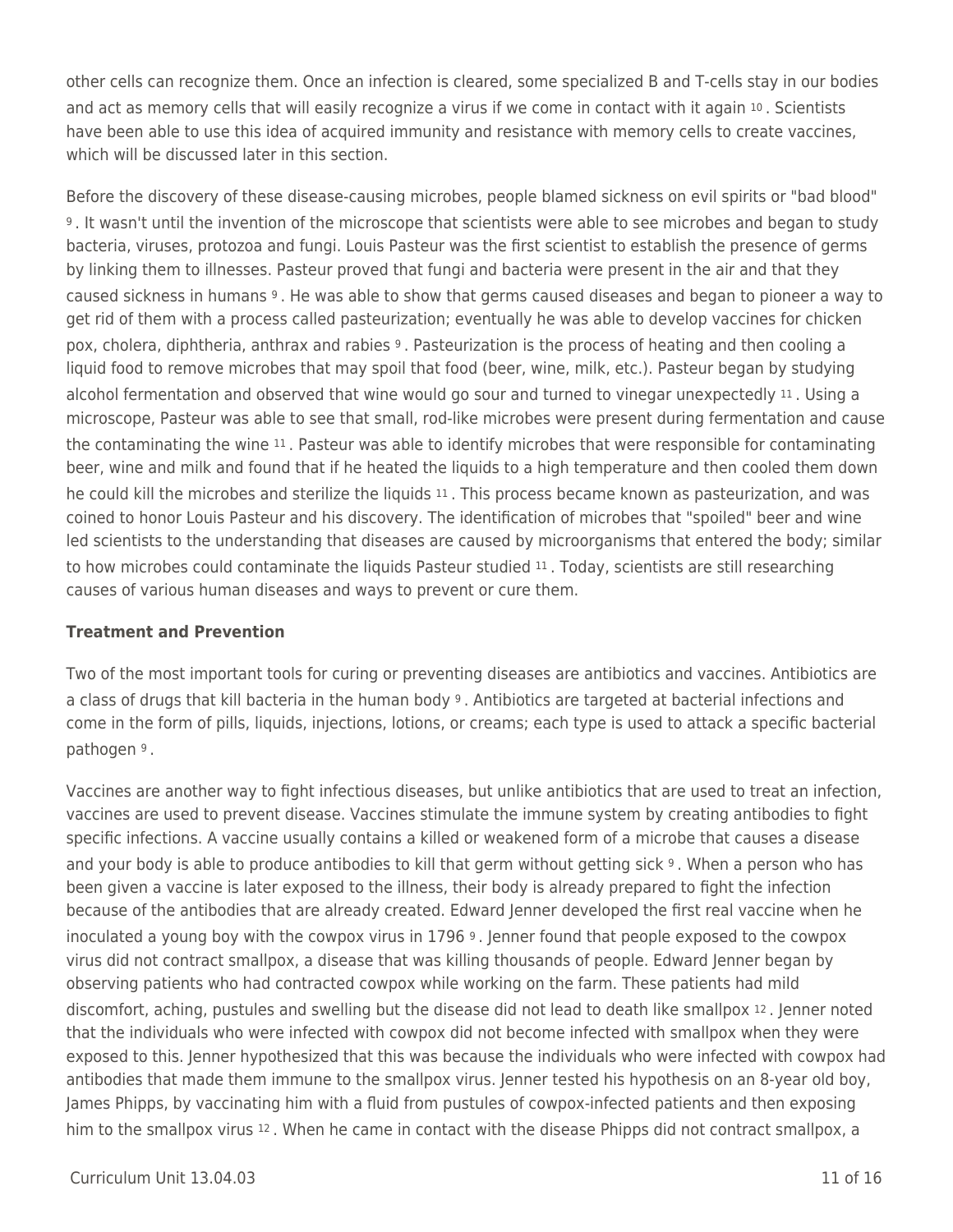other cells can recognize them. Once an infection is cleared, some specialized B and T-cells stay in our bodies and act as memory cells that will easily recognize a virus if we come in contact with it again [10]. Scientists have been able to use this idea of acquired immunity and resistance with memory cells to create vaccines, which will be discussed later in this section.

Before the discovery of these disease-causing microbes, people blamed sickness on evil spirits or "bad blood" [9]. It wasn't until the invention of the microscope that scientists were able to see microbes and began to study bacteria, viruses, protozoa and fungi. Louis Pasteur was the first scientist to establish the presence of germs by linking them to illnesses. Pasteur proved that fungi and bacteria were present in the air and that they caused sickness in humans [9]. He was able to show that germs caused diseases and began to pioneer a way to get rid of them with a process called pasteurization; eventually he was able to develop vaccines for chicken pox, cholera, diphtheria, anthrax and rabies [9]. Pasteurization is the process of heating and then cooling a liquid food to remove microbes that may spoil that food (beer, wine, milk, etc.). Pasteur began by studying alcohol fermentation and observed that wine would go sour and turned to vinegar unexpectedly [11]. Using a microscope, Pasteur was able to see that small, rod-like microbes were present during fermentation and cause the contaminating the wine [11]. Pasteur was able to identify microbes that were responsible for contaminating beer, wine and milk and found that if he heated the liquids to a high temperature and then cooled them down he could kill the microbes and sterilize the liquids [11]. This process became known as pasteurization, and was coined to honor Louis Pasteur and his discovery. The identification of microbes that "spoiled" beer and wine led scientists to the understanding that diseases are caused by microorganisms that entered the body; similar to how microbes could contaminate the liquids Pasteur studied [11]. Today, scientists are still researching causes of various human diseases and ways to prevent or cure them.

**Treatment and Prevention**

Two of the most important tools for curing or preventing diseases are antibiotics and vaccines. Antibiotics are a class of drugs that kill bacteria in the human body [9]. Antibiotics are targeted at bacterial infections and come in the form of pills, liquids, injections, lotions, or creams; each type is used to attack a specific bacterial pathogen [9].

Vaccines are another way to fight infectious diseases, but unlike antibiotics that are used to treat an infection, vaccines are used to prevent disease. Vaccines stimulate the immune system by creating antibodies to fight specific infections. A vaccine usually contains a killed or weakened form of a microbe that causes a disease and your body is able to produce antibodies to kill that germ without getting sick [9]. When a person who has been given a vaccine is later exposed to the illness, their body is already prepared to fight the infection because of the antibodies that are already created. Edward Jenner developed the first real vaccine when he inoculated a young boy with the cowpox virus in 1796 [9]. Jenner found that people exposed to the cowpox virus did not contract smallpox, a disease that was killing thousands of people. Edward Jenner began by observing patients who had contracted cowpox while working on the farm. These patients had mild discomfort, aching, pustules and swelling but the disease did not lead to death like smallpox [12]. Jenner noted that the individuals who were infected with cowpox did not become infected with smallpox when they were exposed to this. Jenner hypothesized that this was because the individuals who were infected with cowpox had antibodies that made them immune to the smallpox virus. Jenner tested his hypothesis on an 8-year old boy, James Phipps, by vaccinating him with a fluid from pustules of cowpox-infected patients and then exposing him to the smallpox virus [12]. When he came in contact with the disease Phipps did not contract smallpox, a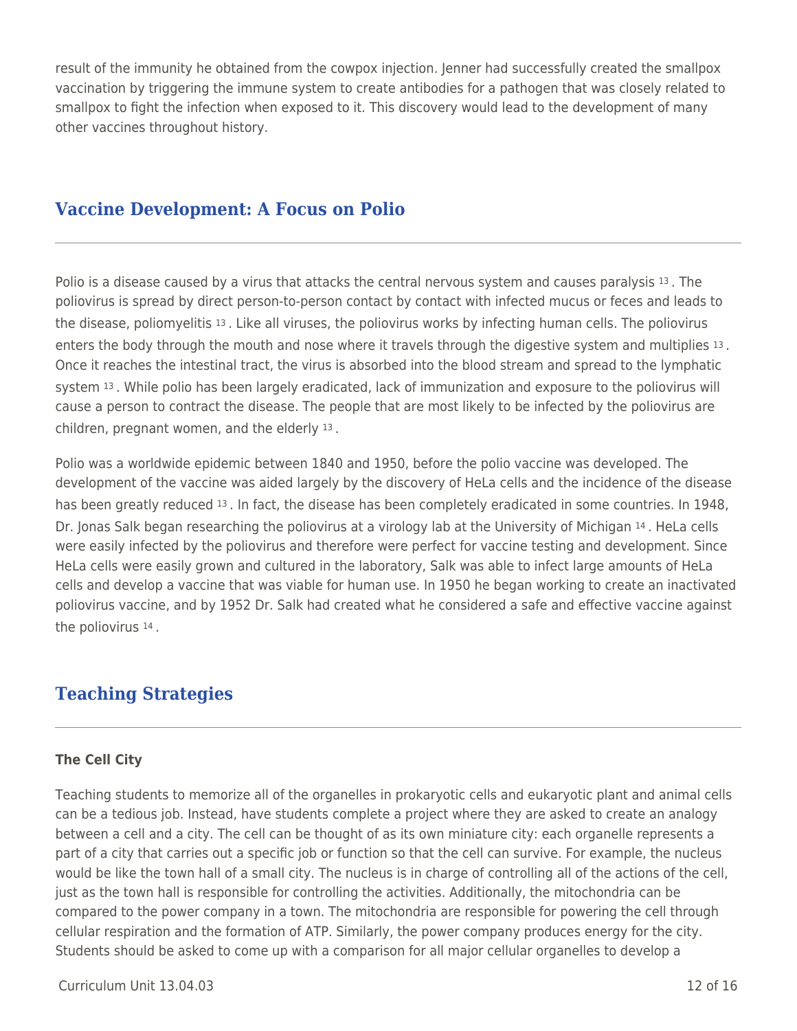result of the immunity he obtained from the cowpox injection. Jenner had successfully created the smallpox vaccination by triggering the immune system to create antibodies for a pathogen that was closely related to smallpox to fight the infection when exposed to it. This discovery would lead to the development of many other vaccines throughout history.

## Vaccine Development: A Focus on Polio

Polio is a disease caused by a virus that attacks the central nervous system and causes paralysis [13]. The poliovirus is spread by direct person-to-person contact by contact with infected mucus or feces and leads to the disease, poliomyelitis [13]. Like all viruses, the poliovirus works by infecting human cells. The poliovirus enters the body through the mouth and nose where it travels through the digestive system and multiplies [13]. Once it reaches the intestinal tract, the virus is absorbed into the blood stream and spread to the lymphatic system [13]. While polio has been largely eradicated, lack of immunization and exposure to the poliovirus will cause a person to contract the disease. The people that are most likely to be infected by the poliovirus are children, pregnant women, and the elderly [13].

Polio was a worldwide epidemic between 1840 and 1950, before the polio vaccine was developed. The development of the vaccine was aided largely by the discovery of HeLa cells and the incidence of the disease has been greatly reduced [13]. In fact, the disease has been completely eradicated in some countries. In 1948, Dr. Jonas Salk began researching the poliovirus at a virology lab at the University of Michigan [14]. HeLa cells were easily infected by the poliovirus and therefore were perfect for vaccine testing and development. Since HeLa cells were easily grown and cultured in the laboratory, Salk was able to infect large amounts of HeLa cells and develop a vaccine that was viable for human use. In 1950 he began working to create an inactivated poliovirus vaccine, and by 1952 Dr. Salk had created what he considered a safe and effective vaccine against the poliovirus [14].

## Teaching Strategies

### The Cell City

Teaching students to memorize all of the organelles in prokaryotic cells and eukaryotic plant and animal cells can be a tedious job. Instead, have students complete a project where they are asked to create an analogy between a cell and a city. The cell can be thought of as its own miniature city: each organelle represents a part of a city that carries out a specific job or function so that the cell can survive. For example, the nucleus would be like the town hall of a small city. The nucleus is in charge of controlling all of the actions of the cell, just as the town hall is responsible for controlling the activities. Additionally, the mitochondria can be compared to the power company in a town. The mitochondria are responsible for powering the cell through cellular respiration and the formation of ATP. Similarly, the power company produces energy for the city. Students should be asked to come up with a comparison for all major cellular organelles to develop a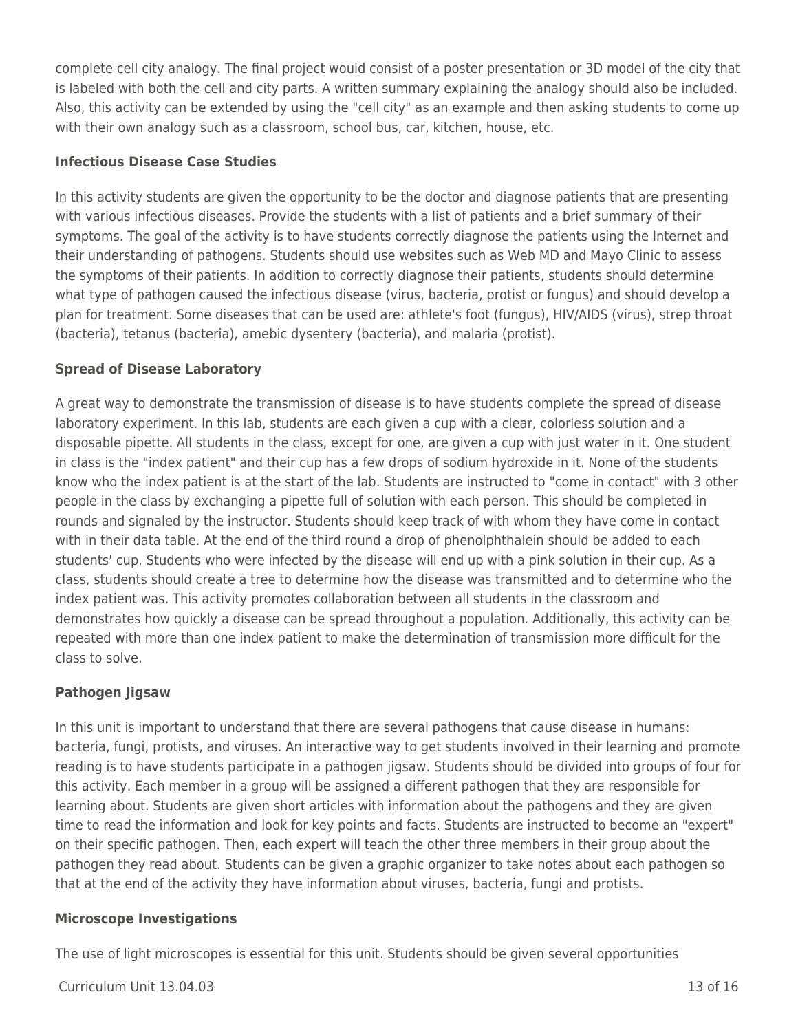complete cell city analogy. The final project would consist of a poster presentation or 3D model of the city that is labeled with both the cell and city parts. A written summary explaining the analogy should also be included. Also, this activity can be extended by using the "cell city" as an example and then asking students to come up with their own analogy such as a classroom, school bus, car, kitchen, house, etc.

**Infectious Disease Case Studies**

In this activity students are given the opportunity to be the doctor and diagnose patients that are presenting with various infectious diseases. Provide the students with a list of patients and a brief summary of their symptoms. The goal of the activity is to have students correctly diagnose the patients using the Internet and their understanding of pathogens. Students should use websites such as Web MD and Mayo Clinic to assess the symptoms of their patients. In addition to correctly diagnose their patients, students should determine what type of pathogen caused the infectious disease (virus, bacteria, protist or fungus) and should develop a plan for treatment. Some diseases that can be used are: athlete's foot (fungus), HIV/AIDS (virus), strep throat (bacteria), tetanus (bacteria), amebic dysentery (bacteria), and malaria (protist).

**Spread of Disease Laboratory**

A great way to demonstrate the transmission of disease is to have students complete the spread of disease laboratory experiment. In this lab, students are each given a cup with a clear, colorless solution and a disposable pipette. All students in the class, except for one, are given a cup with just water in it. One student in class is the "index patient" and their cup has a few drops of sodium hydroxide in it. None of the students know who the index patient is at the start of the lab. Students are instructed to "come in contact" with 3 other people in the class by exchanging a pipette full of solution with each person. This should be completed in rounds and signaled by the instructor. Students should keep track of with whom they have come in contact with in their data table. At the end of the third round a drop of phenolphthalein should be added to each students' cup. Students who were infected by the disease will end up with a pink solution in their cup. As a class, students should create a tree to determine how the disease was transmitted and to determine who the index patient was. This activity promotes collaboration between all students in the classroom and demonstrates how quickly a disease can be spread throughout a population. Additionally, this activity can be repeated with more than one index patient to make the determination of transmission more difficult for the class to solve.

**Pathogen Jigsaw**

In this unit is important to understand that there are several pathogens that cause disease in humans: bacteria, fungi, protists, and viruses. An interactive way to get students involved in their learning and promote reading is to have students participate in a pathogen jigsaw. Students should be divided into groups of four for this activity. Each member in a group will be assigned a different pathogen that they are responsible for learning about. Students are given short articles with information about the pathogens and they are given time to read the information and look for key points and facts. Students are instructed to become an "expert" on their specific pathogen. Then, each expert will teach the other three members in their group about the pathogen they read about. Students can be given a graphic organizer to take notes about each pathogen so that at the end of the activity they have information about viruses, bacteria, fungi and protists.

**Microscope Investigations**

The use of light microscopes is essential for this unit. Students should be given several opportunities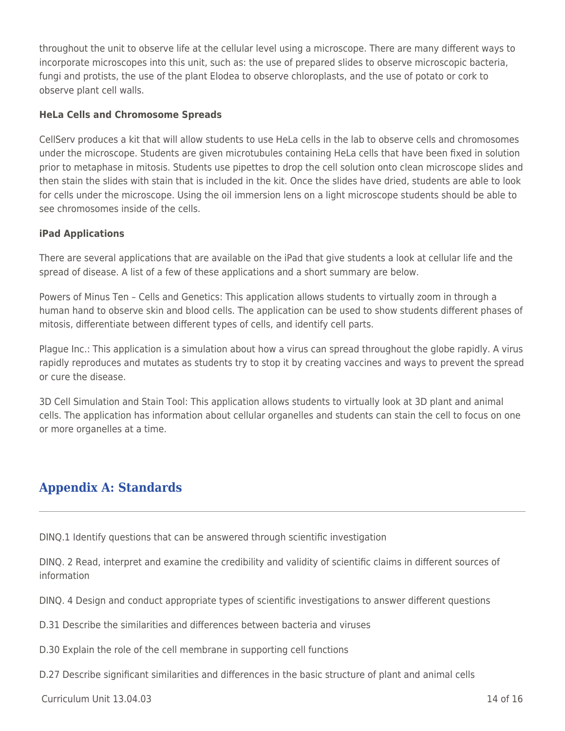throughout the unit to observe life at the cellular level using a microscope. There are many different ways to incorporate microscopes into this unit, such as: the use of prepared slides to observe microscopic bacteria, fungi and protists, the use of the plant Elodea to observe chloroplasts, and the use of potato or cork to observe plant cell walls.

**HeLa Cells and Chromosome Spreads**

CellServ produces a kit that will allow students to use HeLa cells in the lab to observe cells and chromosomes under the microscope. Students are given microtubules containing HeLa cells that have been fixed in solution prior to metaphase in mitosis. Students use pipettes to drop the cell solution onto clean microscope slides and then stain the slides with stain that is included in the kit. Once the slides have dried, students are able to look for cells under the microscope. Using the oil immersion lens on a light microscope students should be able to see chromosomes inside of the cells.

**iPad Applications**

There are several applications that are available on the iPad that give students a look at cellular life and the spread of disease. A list of a few of these applications and a short summary are below.

Powers of Minus Ten – Cells and Genetics: This application allows students to virtually zoom in through a human hand to observe skin and blood cells. The application can be used to show students different phases of mitosis, differentiate between different types of cells, and identify cell parts.

Plague Inc.: This application is a simulation about how a virus can spread throughout the globe rapidly. A virus rapidly reproduces and mutates as students try to stop it by creating vaccines and ways to prevent the spread or cure the disease.

3D Cell Simulation and Stain Tool: This application allows students to virtually look at 3D plant and animal cells. The application has information about cellular organelles and students can stain the cell to focus on one or more organelles at a time.

## Appendix A: Standards

DINQ.1 Identify questions that can be answered through scientific investigation

DINQ. 2 Read, interpret and examine the credibility and validity of scientific claims in different sources of information

DINQ. 4 Design and conduct appropriate types of scientific investigations to answer different questions

D.31 Describe the similarities and differences between bacteria and viruses

D.30 Explain the role of the cell membrane in supporting cell functions

D.27 Describe significant similarities and differences in the basic structure of plant and animal cells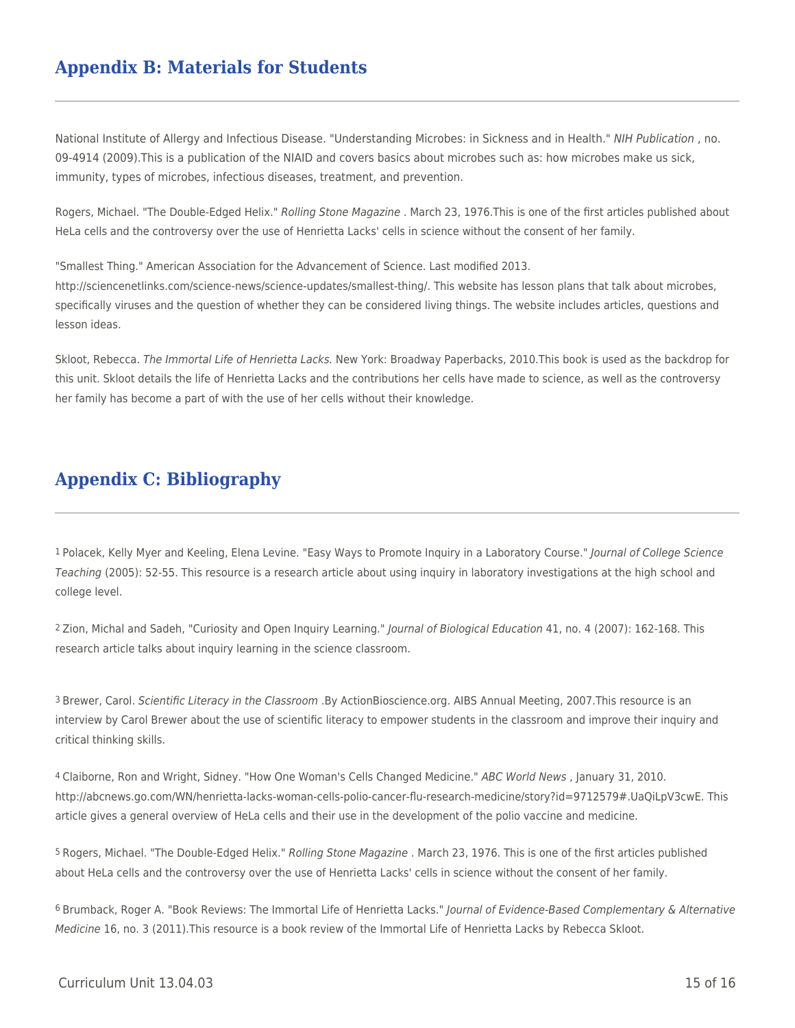## Appendix B: Materials for Students

National Institute of Allergy and Infectious Disease. "Understanding Microbes: in Sickness and in Health." *NIH Publication* , no. 09-4914 (2009).This is a publication of the NIAID and covers basics about microbes such as: how microbes make us sick, immunity, types of microbes, infectious diseases, treatment, and prevention.

Rogers, Michael. "The Double-Edged Helix." *Rolling Stone Magazine* . March 23, 1976.This is one of the first articles published about HeLa cells and the controversy over the use of Henrietta Lacks' cells in science without the consent of her family.

"Smallest Thing." American Association for the Advancement of Science. Last modified 2013. http://sciencenetlinks.com/science-news/science-updates/smallest-thing/. This website has lesson plans that talk about microbes, specifically viruses and the question of whether they can be considered living things. The website includes articles, questions and lesson ideas.

Skloot, Rebecca. *The Immortal Life of Henrietta Lacks.* New York: Broadway Paperbacks, 2010.This book is used as the backdrop for this unit. Skloot details the life of Henrietta Lacks and the contributions her cells have made to science, as well as the controversy her family has become a part of with the use of her cells without their knowledge.

## Appendix C: Bibliography

[1] Polacek, Kelly Myer and Keeling, Elena Levine. "Easy Ways to Promote Inquiry in a Laboratory Course." *Journal of College Science Teaching* (2005): 52-55. This resource is a research article about using inquiry in laboratory investigations at the high school and college level.

[2] Zion, Michal and Sadeh, "Curiosity and Open Inquiry Learning." *Journal of Biological Education* 41, no. 4 (2007): 162-168. This research article talks about inquiry learning in the science classroom.

[3] Brewer, Carol. *Scientific Literacy in the Classroom* .By ActionBioscience.org. AIBS Annual Meeting, 2007.This resource is an interview by Carol Brewer about the use of scientific literacy to empower students in the classroom and improve their inquiry and critical thinking skills.

[4] Claiborne, Ron and Wright, Sidney. "How One Woman's Cells Changed Medicine." *ABC World News* , January 31, 2010. http://abcnews.go.com/WN/henrietta-lacks-woman-cells-polio-cancer-flu-research-medicine/story?id=9712579#.UaQiLpV3cwE. This article gives a general overview of HeLa cells and their use in the development of the polio vaccine and medicine.

[5] Rogers, Michael. "The Double-Edged Helix." *Rolling Stone Magazine* . March 23, 1976. This is one of the first articles published about HeLa cells and the controversy over the use of Henrietta Lacks' cells in science without the consent of her family.

[6] Brumback, Roger A. "Book Reviews: The Immortal Life of Henrietta Lacks." *Journal of Evidence-Based Complementary & Alternative Medicine* 16, no. 3 (2011).This resource is a book review of the Immortal Life of Henrietta Lacks by Rebecca Skloot.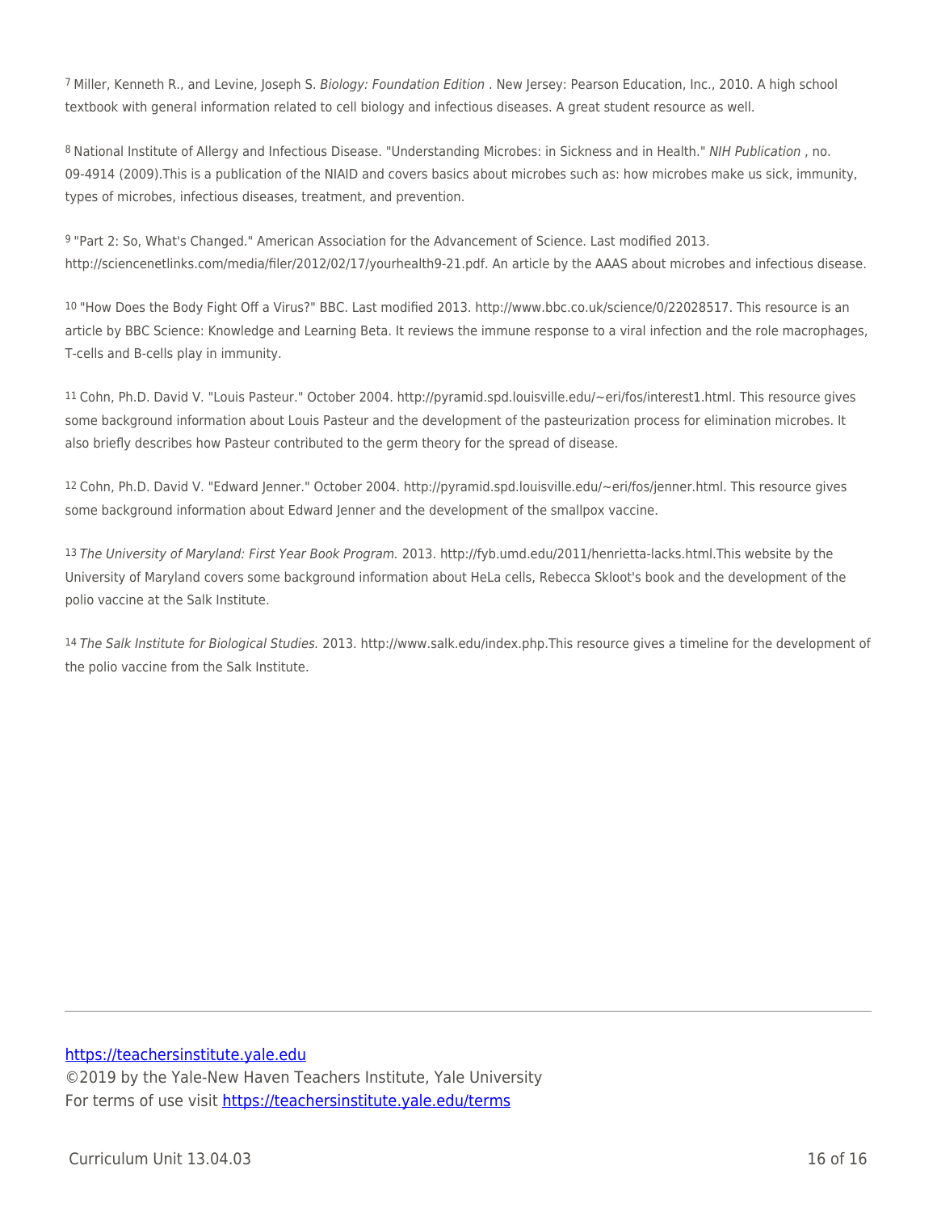[7] Miller, Kenneth R., and Levine, Joseph S. *Biology: Foundation Edition* . New Jersey: Pearson Education, Inc., 2010. A high school textbook with general information related to cell biology and infectious diseases. A great student resource as well.

[8] National Institute of Allergy and Infectious Disease. "Understanding Microbes: in Sickness and in Health." *NIH Publication* , no. 09-4914 (2009).This is a publication of the NIAID and covers basics about microbes such as: how microbes make us sick, immunity, types of microbes, infectious diseases, treatment, and prevention.

[9] "Part 2: So, What's Changed." American Association for the Advancement of Science. Last modified 2013. http://sciencenetlinks.com/media/filer/2012/02/17/yourhealth9-21.pdf. An article by the AAAS about microbes and infectious disease.

[10] "How Does the Body Fight Off a Virus?" BBC. Last modified 2013. http://www.bbc.co.uk/science/0/22028517. This resource is an article by BBC Science: Knowledge and Learning Beta. It reviews the immune response to a viral infection and the role macrophages, T-cells and B-cells play in immunity.

[11] Cohn, Ph.D. David V. "Louis Pasteur." October 2004. http://pyramid.spd.louisville.edu/~eri/fos/interest1.html. This resource gives some background information about Louis Pasteur and the development of the pasteurization process for elimination microbes. It also briefly describes how Pasteur contributed to the germ theory for the spread of disease.

[12] Cohn, Ph.D. David V. "Edward Jenner." October 2004. http://pyramid.spd.louisville.edu/~eri/fos/jenner.html. This resource gives some background information about Edward Jenner and the development of the smallpox vaccine.

[13] *The University of Maryland: First Year Book Program.* 2013. http://fyb.umd.edu/2011/henrietta-lacks.html.This website by the University of Maryland covers some background information about HeLa cells, Rebecca Skloot's book and the development of the polio vaccine at the Salk Institute.

[14] *The Salk Institute for Biological Studies.* 2013. http://www.salk.edu/index.php.This resource gives a timeline for the development of the polio vaccine from the Salk Institute.

https://teachersinstitute.yale.edu
©2019 by the Yale-New Haven Teachers Institute, Yale University
For terms of use visit https://teachersinstitute.yale.edu/terms